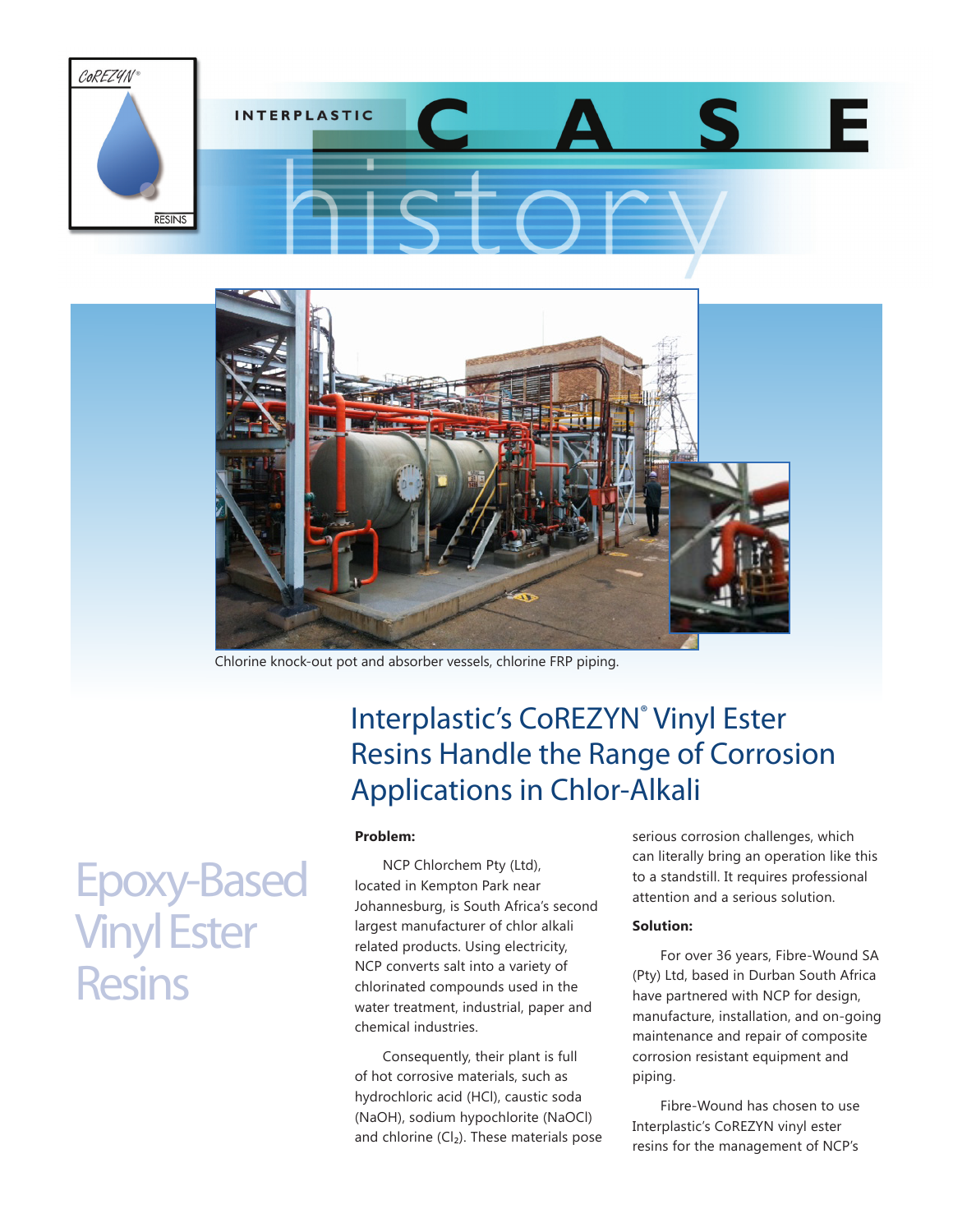INTERPLASTIC CASE history

Chlorine knock-out pot and absorber vessels, chlorine FRP piping.

# Interplastic's CoREZYN® Vinyl Ester Resins Handle the Range of Corrosion Applications in Chlor-Alkali

## Epoxy-Based Vinyl Ester Resins

**Problem:**

NCP Chlorchem Pty (Ltd), located in Kempton Park near Johannesburg, is South Africa's second largest manufacturer of chlor alkali related products. Using electricity, NCP converts salt into a variety of chlorinated compounds used in the water treatment, industrial, paper and chemical industries.

Consequently, their plant is full of hot corrosive materials, such as hydrochloric acid (HCl), caustic soda (NaOH), sodium hypochlorite (NaOCl) and chlorine ($Cl_2$). These materials pose serious corrosion challenges, which can literally bring an operation like this to a standstill. It requires professional attention and a serious solution.

**Solution:**

For over 36 years, Fibre-Wound SA (Pty) Ltd, based in Durban South Africa have partnered with NCP for design, manufacture, installation, and on-going maintenance and repair of composite corrosion resistant equipment and piping.

Fibre-Wound has chosen to use Interplastic's CoREZYN vinyl ester resins for the management of NCP's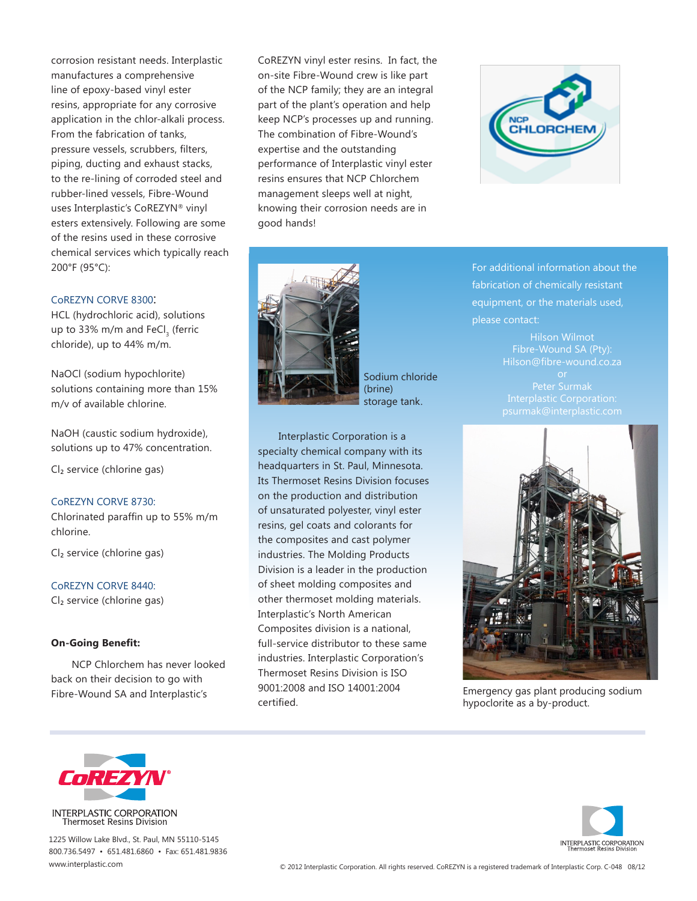corrosion resistant needs. Interplastic manufactures a comprehensive line of epoxy-based vinyl ester resins, appropriate for any corrosive application in the chlor-alkali process. From the fabrication of tanks, pressure vessels, scrubbers, filters, piping, ducting and exhaust stacks, to the re-lining of corroded steel and rubber-lined vessels, Fibre-Wound uses Interplastic's CoREZYN® vinyl esters extensively. Following are some of the resins used in these corrosive chemical services which typically reach 200°F (95°C):

CoREZYN CORVE 8300:
HCL (hydrochloric acid), solutions up to 33% m/m and $FeCl_3$ (ferric chloride), up to 44% m/m.

NaOCl (sodium hypochlorite) solutions containing more than 15% m/v of available chlorine.

NaOH (caustic sodium hydroxide), solutions up to 47% concentration.

$Cl_2$ service (chlorine gas)

CoREZYN CORVE 8730:
Chlorinated paraffin up to 55% m/m chlorine.

$Cl_2$ service (chlorine gas)

CoREZYN CORVE 8440:
$Cl_2$ service (chlorine gas)

**On-Going Benefit:**

NCP Chlorchem has never looked back on their decision to go with Fibre-Wound SA and Interplastic's CoREZYN vinyl ester resins. In fact, the on-site Fibre-Wound crew is like part of the NCP family; they are an integral part of the plant's operation and help keep NCP's processes up and running. The combination of Fibre-Wound's expertise and the outstanding performance of Interplastic vinyl ester resins ensures that NCP Chlorchem management sleeps well at night, knowing their corrosion needs are in good hands!

NCP CHLORCHEM

Sodium chloride (brine) storage tank.

For additional information about the fabrication of chemically resistant equipment, or the materials used, please contact:

Hilson Wilmot
Fibre-Wound SA (Pty):
Hilson@fibre-wound.co.za
or
Peter Surmak
Interplastic Corporation:
psurmak@interplastic.com

Interplastic Corporation is a specialty chemical company with its headquarters in St. Paul, Minnesota. Its Thermoset Resins Division focuses on the production and distribution of unsaturated polyester, vinyl ester resins, gel coats and colorants for the composites and cast polymer industries. The Molding Products Division is a leader in the production of sheet molding composites and other thermoset molding materials. Interplastic's North American Composites division is a national, full-service distributor to these same industries. Interplastic Corporation's Thermoset Resins Division is ISO 9001:2008 and ISO 14001:2004 certified.

Emergency gas plant producing sodium hypoclorite as a by-product.

CoREZYN®
INTERPLASTIC CORPORATION
Thermoset Resins Division

1225 Willow Lake Blvd., St. Paul, MN 55110-5145
800.736.5497 • 651.481.6860 • Fax: 651.481.9836
www.interplastic.com

INTERPLASTIC CORPORATION
Thermoset Resins Division

© 2012 Interplastic Corporation. All rights reserved. CoREZYN is a registered trademark of Interplastic Corp. C-048 08/12